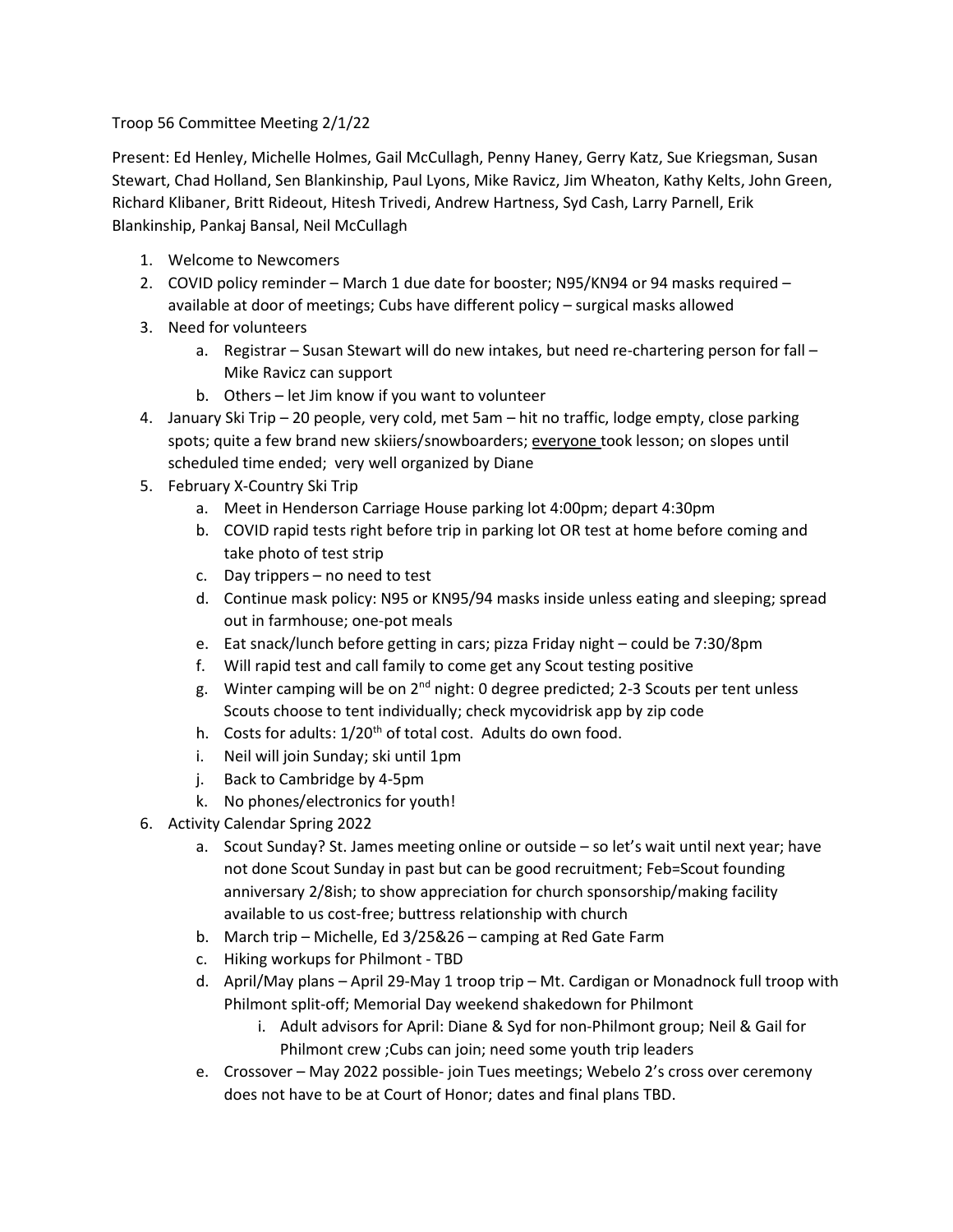Troop 56 Committee Meeting 2/1/22

Present: Ed Henley, Michelle Holmes, Gail McCullagh, Penny Haney, Gerry Katz, Sue Kriegsman, Susan Stewart, Chad Holland, Sen Blankinship, Paul Lyons, Mike Ravicz, Jim Wheaton, Kathy Kelts, John Green, Richard Klibaner, Britt Rideout, Hitesh Trivedi, Andrew Hartness, Syd Cash, Larry Parnell, Erik Blankinship, Pankaj Bansal, Neil McCullagh

1. Welcome to Newcomers
2. COVID policy reminder – March 1 due date for booster; N95/KN94 or 94 masks required – available at door of meetings; Cubs have different policy – surgical masks allowed
3. Need for volunteers
   a. Registrar – Susan Stewart will do new intakes, but need re-chartering person for fall – Mike Ravicz can support
   b. Others – let Jim know if you want to volunteer
4. January Ski Trip – 20 people, very cold, met 5am – hit no traffic, lodge empty, close parking spots; quite a few brand new skiiers/snowboarders; <u>everyone</u> took lesson; on slopes until scheduled time ended; very well organized by Diane
5. February X-Country Ski Trip
   a. Meet in Henderson Carriage House parking lot 4:00pm; depart 4:30pm
   b. COVID rapid tests right before trip in parking lot OR test at home before coming and take photo of test strip
   c. Day trippers – no need to test
   d. Continue mask policy: N95 or KN95/94 masks inside unless eating and sleeping; spread out in farmhouse; one-pot meals
   e. Eat snack/lunch before getting in cars; pizza Friday night – could be 7:30/8pm
   f. Will rapid test and call family to come get any Scout testing positive
   g. Winter camping will be on 2nd night: 0 degree predicted; 2-3 Scouts per tent unless Scouts choose to tent individually; check mycovidrisk app by zip code
   h. Costs for adults: 1/20th of total cost. Adults do own food.
   i. Neil will join Sunday; ski until 1pm
   j. Back to Cambridge by 4-5pm
   k. No phones/electronics for youth!
6. Activity Calendar Spring 2022
   a. Scout Sunday? St. James meeting online or outside – so let's wait until next year; have not done Scout Sunday in past but can be good recruitment; Feb=Scout founding anniversary 2/8ish; to show appreciation for church sponsorship/making facility available to us cost-free; buttress relationship with church
   b. March trip – Michelle, Ed 3/25&26 – camping at Red Gate Farm
   c. Hiking workups for Philmont - TBD
   d. April/May plans – April 29-May 1 troop trip – Mt. Cardigan or Monadnock full troop with Philmont split-off; Memorial Day weekend shakedown for Philmont
      i. Adult advisors for April: Diane & Syd for non-Philmont group; Neil & Gail for Philmont crew ;Cubs can join; need some youth trip leaders
   e. Crossover – May 2022 possible- join Tues meetings; Webelo 2's cross over ceremony does not have to be at Court of Honor; dates and final plans TBD.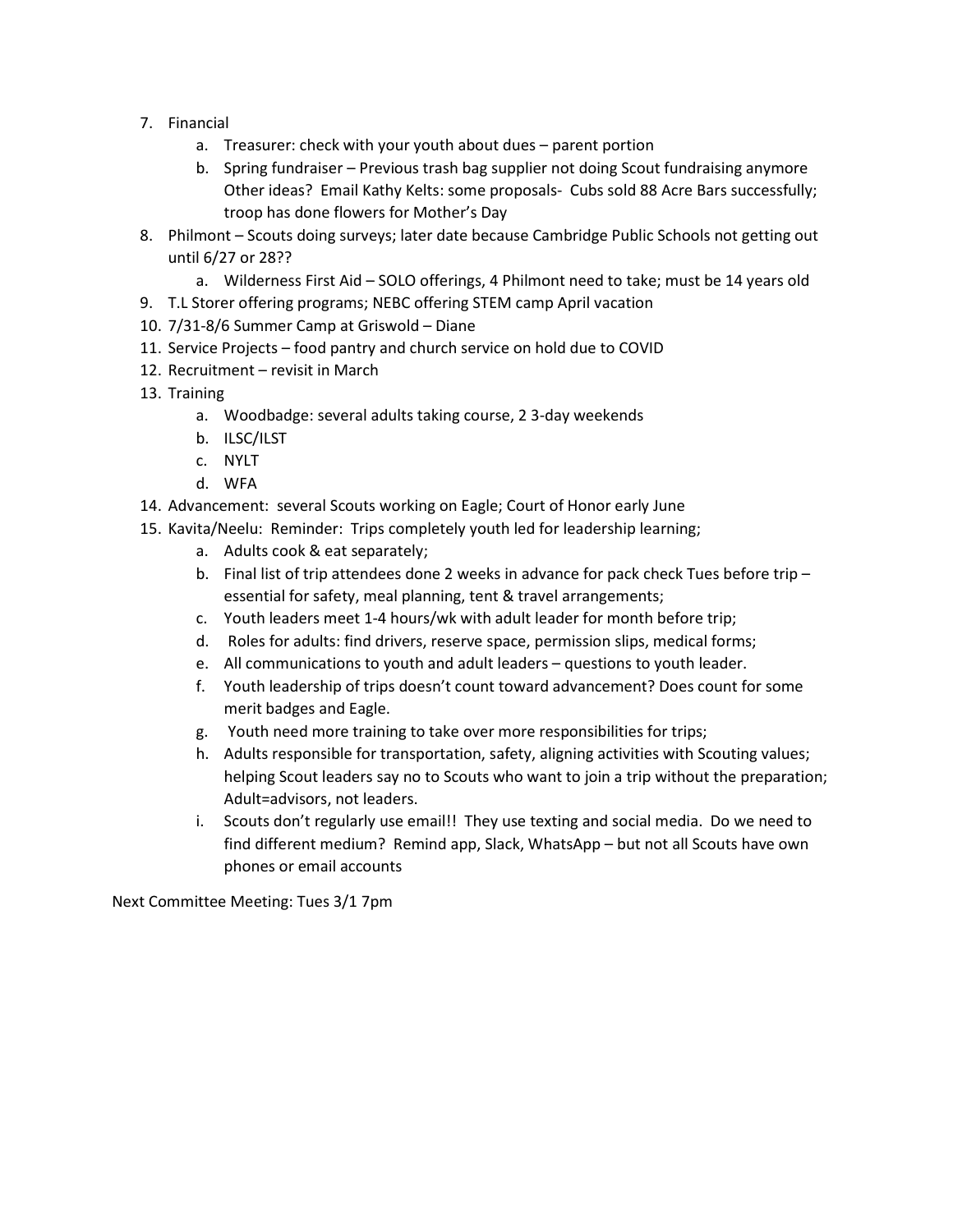7. Financial
    a. Treasurer: check with your youth about dues – parent portion
    b. Spring fundraiser – Previous trash bag supplier not doing Scout fundraising anymore Other ideas? Email Kathy Kelts: some proposals- Cubs sold 88 Acre Bars successfully; troop has done flowers for Mother's Day
8. Philmont – Scouts doing surveys; later date because Cambridge Public Schools not getting out until 6/27 or 28??
    a. Wilderness First Aid – SOLO offerings, 4 Philmont need to take; must be 14 years old
9. T.L Storer offering programs; NEBC offering STEM camp April vacation
10. 7/31-8/6 Summer Camp at Griswold – Diane
11. Service Projects – food pantry and church service on hold due to COVID
12. Recruitment – revisit in March
13. Training
    a. Woodbadge: several adults taking course, 2 3-day weekends
    b. ILSC/ILST
    c. NYLT
    d. WFA
14. Advancement: several Scouts working on Eagle; Court of Honor early June
15. Kavita/Neelu: Reminder: Trips completely youth led for leadership learning;
    a. Adults cook & eat separately;
    b. Final list of trip attendees done 2 weeks in advance for pack check Tues before trip – essential for safety, meal planning, tent & travel arrangements;
    c. Youth leaders meet 1-4 hours/wk with adult leader for month before trip;
    d. Roles for adults: find drivers, reserve space, permission slips, medical forms;
    e. All communications to youth and adult leaders – questions to youth leader.
    f. Youth leadership of trips doesn't count toward advancement? Does count for some merit badges and Eagle.
    g. Youth need more training to take over more responsibilities for trips;
    h. Adults responsible for transportation, safety, aligning activities with Scouting values; helping Scout leaders say no to Scouts who want to join a trip without the preparation; Adult=advisors, not leaders.
    i. Scouts don't regularly use email!! They use texting and social media. Do we need to find different medium? Remind app, Slack, WhatsApp – but not all Scouts have own phones or email accounts

Next Committee Meeting: Tues 3/1 7pm